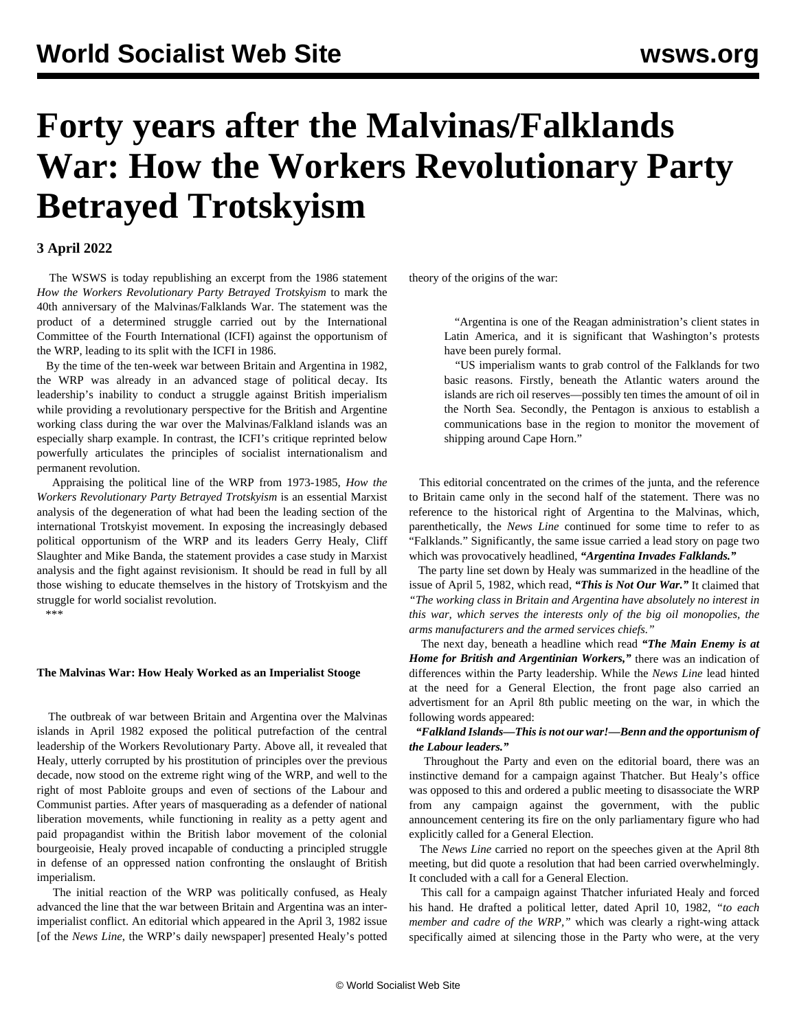# Forty years after the Malvinas/Falklands War: How the Workers Revolutionary Party Betrayed Trotskyism

**3 April 2022**

The WSWS is today republishing an excerpt from the 1986 statement *How the Workers Revolutionary Party Betrayed Trotskyism* to mark the 40th anniversary of the Malvinas/Falklands War. The statement was the product of a determined struggle carried out by the International Committee of the Fourth International (ICFI) against the opportunism of the WRP, leading to its split with the ICFI in 1986.

By the time of the ten-week war between Britain and Argentina in 1982, the WRP was already in an advanced stage of political decay. Its leadership's inability to conduct a struggle against British imperialism while providing a revolutionary perspective for the British and Argentine working class during the war over the Malvinas/Falkland islands was an especially sharp example. In contrast, the ICFI's critique reprinted below powerfully articulates the principles of socialist internationalism and permanent revolution.

Appraising the political line of the WRP from 1973-1985, *How the Workers Revolutionary Party Betrayed Trotskyism* is an essential Marxist analysis of the degeneration of what had been the leading section of the international Trotskyist movement. In exposing the increasingly debased political opportunism of the WRP and its leaders Gerry Healy, Cliff Slaughter and Mike Banda, the statement provides a case study in Marxist analysis and the fight against revisionism. It should be read in full by all those wishing to educate themselves in the history of Trotskyism and the struggle for world socialist revolution.

\*\*\*

**The Malvinas War: How Healy Worked as an Imperialist Stooge**

The outbreak of war between Britain and Argentina over the Malvinas islands in April 1982 exposed the political putrefaction of the central leadership of the Workers Revolutionary Party. Above all, it revealed that Healy, utterly corrupted by his prostitution of principles over the previous decade, now stood on the extreme right wing of the WRP, and well to the right of most Pabloite groups and even of sections of the Labour and Communist parties. After years of masquerading as a defender of national liberation movements, while functioning in reality as a petty agent and paid propagandist within the British labor movement of the colonial bourgeoisie, Healy proved incapable of conducting a principled struggle in defense of an oppressed nation confronting the onslaught of British imperialism.

The initial reaction of the WRP was politically confused, as Healy advanced the line that the war between Britain and Argentina was an inter-imperialist conflict. An editorial which appeared in the April 3, 1982 issue [of the *News Line*, the WRP's daily newspaper] presented Healy's potted theory of the origins of the war:

> "Argentina is one of the Reagan administration's client states in Latin America, and it is significant that Washington's protests have been purely formal.
>
> "US imperialism wants to grab control of the Falklands for two basic reasons. Firstly, beneath the Atlantic waters around the islands are rich oil reserves—possibly ten times the amount of oil in the North Sea. Secondly, the Pentagon is anxious to establish a communications base in the region to monitor the movement of shipping around Cape Horn."

This editorial concentrated on the crimes of the junta, and the reference to Britain came only in the second half of the statement. There was no reference to the historical right of Argentina to the Malvinas, which, parenthetically, the *News Line* continued for some time to refer to as "Falklands." Significantly, the same issue carried a lead story on page two which was provocatively headlined, ***"Argentina Invades Falklands."***

The party line set down by Healy was summarized in the headline of the issue of April 5, 1982, which read, ***"This is Not Our War."*** It claimed that *"The working class in Britain and Argentina have absolutely no interest in this war, which serves the interests only of the big oil monopolies, the arms manufacturers and the armed services chiefs."*

The next day, beneath a headline which read ***"The Main Enemy is at Home for British and Argentinian Workers,"*** there was an indication of differences within the Party leadership. While the *News Line* lead hinted at the need for a General Election, the front page also carried an advertisment for an April 8th public meeting on the war, in which the following words appeared:

***"Falkland Islands—This is not our war!—Benn and the opportunism of the Labour leaders."***

Throughout the Party and even on the editorial board, there was an instinctive demand for a campaign against Thatcher. But Healy's office was opposed to this and ordered a public meeting to disassociate the WRP from any campaign against the government, with the public announcement centering its fire on the only parliamentary figure who had explicitly called for a General Election.

The *News Line* carried no report on the speeches given at the April 8th meeting, but did quote a resolution that had been carried overwhelmingly. It concluded with a call for a General Election.

This call for a campaign against Thatcher infuriated Healy and forced his hand. He drafted a political letter, dated April 10, 1982, *"to each member and cadre of the WRP,"* which was clearly a right-wing attack specifically aimed at silencing those in the Party who were, at the very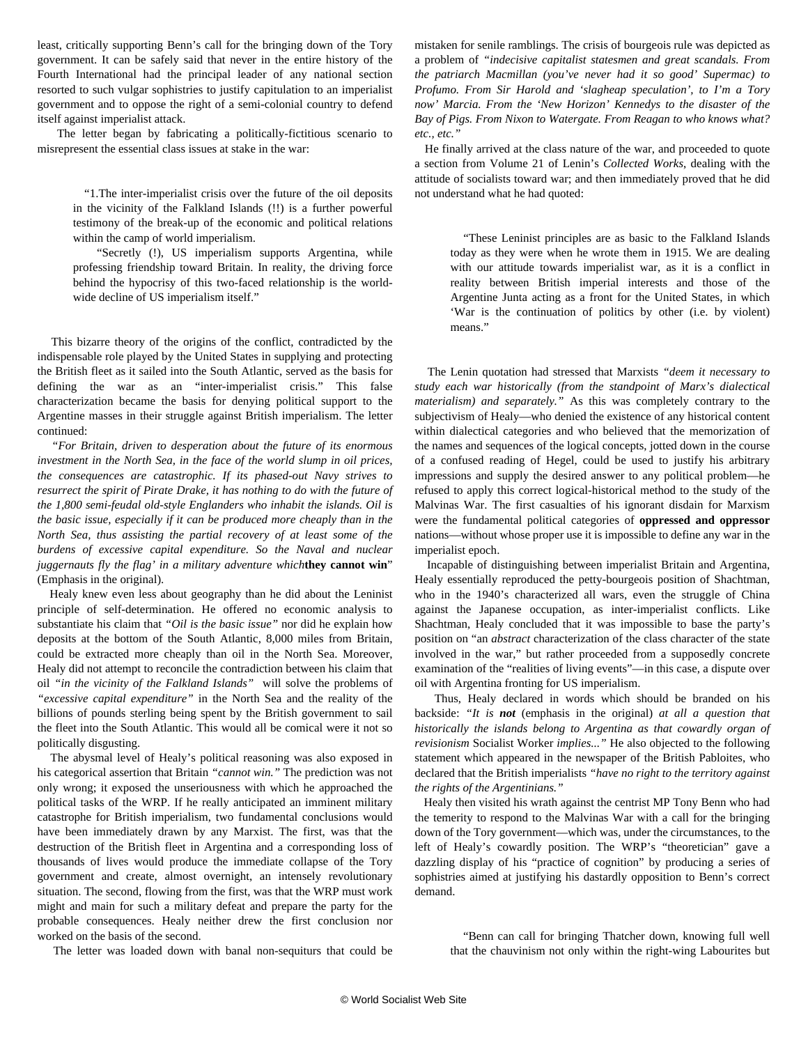least, critically supporting Benn's call for the bringing down of the Tory government. It can be safely said that never in the entire history of the Fourth International had the principal leader of any national section resorted to such vulgar sophistries to justify capitulation to an imperialist government and to oppose the right of a semi-colonial country to defend itself against imperialist attack.

The letter began by fabricating a politically-fictitious scenario to misrepresent the essential class issues at stake in the war:

> "1.The inter-imperialist crisis over the future of the oil deposits in the vicinity of the Falkland Islands (!!) is a further powerful testimony of the break-up of the economic and political relations within the camp of world imperialism.
>
> "Secretly (!), US imperialism supports Argentina, while professing friendship toward Britain. In reality, the driving force behind the hypocrisy of this two-faced relationship is the world-wide decline of US imperialism itself."

This bizarre theory of the origins of the conflict, contradicted by the indispensable role played by the United States in supplying and protecting the British fleet as it sailed into the South Atlantic, served as the basis for defining the war as an "inter-imperialist crisis." This false characterization became the basis for denying political support to the Argentine masses in their struggle against British imperialism. The letter continued:

*"For Britain, driven to desperation about the future of its enormous investment in the North Sea, in the face of the world slump in oil prices, the consequences are catastrophic. If its phased-out Navy strives to resurrect the spirit of Pirate Drake, it has nothing to do with the future of the 1,800 semi-feudal old-style Englanders who inhabit the islands. Oil is the basic issue, especially if it can be produced more cheaply than in the North Sea, thus assisting the partial recovery of at least some of the burdens of excessive capital expenditure. So the Naval and nuclear juggernauts fly the flag' in a military adventure which* **they cannot win**" (Emphasis in the original).

Healy knew even less about geography than he did about the Leninist principle of self-determination. He offered no economic analysis to substantiate his claim that *"Oil is the basic issue"* nor did he explain how deposits at the bottom of the South Atlantic, 8,000 miles from Britain, could be extracted more cheaply than oil in the North Sea. Moreover, Healy did not attempt to reconcile the contradiction between his claim that oil *"in the vicinity of the Falkland Islands"* will solve the problems of *"excessive capital expenditure"* in the North Sea and the reality of the billions of pounds sterling being spent by the British government to sail the fleet into the South Atlantic. This would all be comical were it not so politically disgusting.

The abysmal level of Healy's political reasoning was also exposed in his categorical assertion that Britain *"cannot win."* The prediction was not only wrong; it exposed the unseriousness with which he approached the political tasks of the WRP. If he really anticipated an imminent military catastrophe for British imperialism, two fundamental conclusions would have been immediately drawn by any Marxist. The first, was that the destruction of the British fleet in Argentina and a corresponding loss of thousands of lives would produce the immediate collapse of the Tory government and create, almost overnight, an intensely revolutionary situation. The second, flowing from the first, was that the WRP must work might and main for such a military defeat and prepare the party for the probable consequences. Healy neither drew the first conclusion nor worked on the basis of the second.

The letter was loaded down with banal non-sequiturs that could be mistaken for senile ramblings. The crisis of bourgeois rule was depicted as a problem of *"indecisive capitalist statesmen and great scandals. From the patriarch Macmillan (you've never had it so good' Supermac) to Profumo. From Sir Harold and 'slagheap speculation', to I'm a Tory now' Marcia. From the 'New Horizon' Kennedys to the disaster of the Bay of Pigs. From Nixon to Watergate. From Reagan to who knows what? etc., etc."*

He finally arrived at the class nature of the war, and proceeded to quote a section from Volume 21 of Lenin's *Collected Works*, dealing with the attitude of socialists toward war; and then immediately proved that he did not understand what he had quoted:

> "These Leninist principles are as basic to the Falkland Islands today as they were when he wrote them in 1915. We are dealing with our attitude towards imperialist war, as it is a conflict in reality between British imperial interests and those of the Argentine Junta acting as a front for the United States, in which 'War is the continuation of politics by other (i.e. by violent) means."

The Lenin quotation had stressed that Marxists *"deem it necessary to study each war historically (from the standpoint of Marx's dialectical materialism) and separately."* As this was completely contrary to the subjectivism of Healy—who denied the existence of any historical content within dialectical categories and who believed that the memorization of the names and sequences of the logical concepts, jotted down in the course of a confused reading of Hegel, could be used to justify his arbitrary impressions and supply the desired answer to any political problem—he refused to apply this correct logical-historical method to the study of the Malvinas War. The first casualties of his ignorant disdain for Marxism were the fundamental political categories of **oppressed and oppressor** nations—without whose proper use it is impossible to define any war in the imperialist epoch.

Incapable of distinguishing between imperialist Britain and Argentina, Healy essentially reproduced the petty-bourgeois position of Shachtman, who in the 1940's characterized all wars, even the struggle of China against the Japanese occupation, as inter-imperialist conflicts. Like Shachtman, Healy concluded that it was impossible to base the party's position on "an *abstract* characterization of the class character of the state involved in the war," but rather proceeded from a supposedly concrete examination of the "realities of living events"—in this case, a dispute over oil with Argentina fronting for US imperialism.

Thus, Healy declared in words which should be branded on his backside: *"It is* ***not*** (emphasis in the original) *at all a question that historically the islands belong to Argentina as that cowardly organ of revisionism* Socialist Worker *implies..."* He also objected to the following statement which appeared in the newspaper of the British Pabloites, who declared that the British imperialists *"have no right to the territory against the rights of the Argentinians."*

Healy then visited his wrath against the centrist MP Tony Benn who had the temerity to respond to the Malvinas War with a call for the bringing down of the Tory government—which was, under the circumstances, to the left of Healy's cowardly position. The WRP's "theoretician" gave a dazzling display of his "practice of cognition" by producing a series of sophistries aimed at justifying his dastardly opposition to Benn's correct demand.

> "Benn can call for bringing Thatcher down, knowing full well that the chauvinism not only within the right-wing Labourites but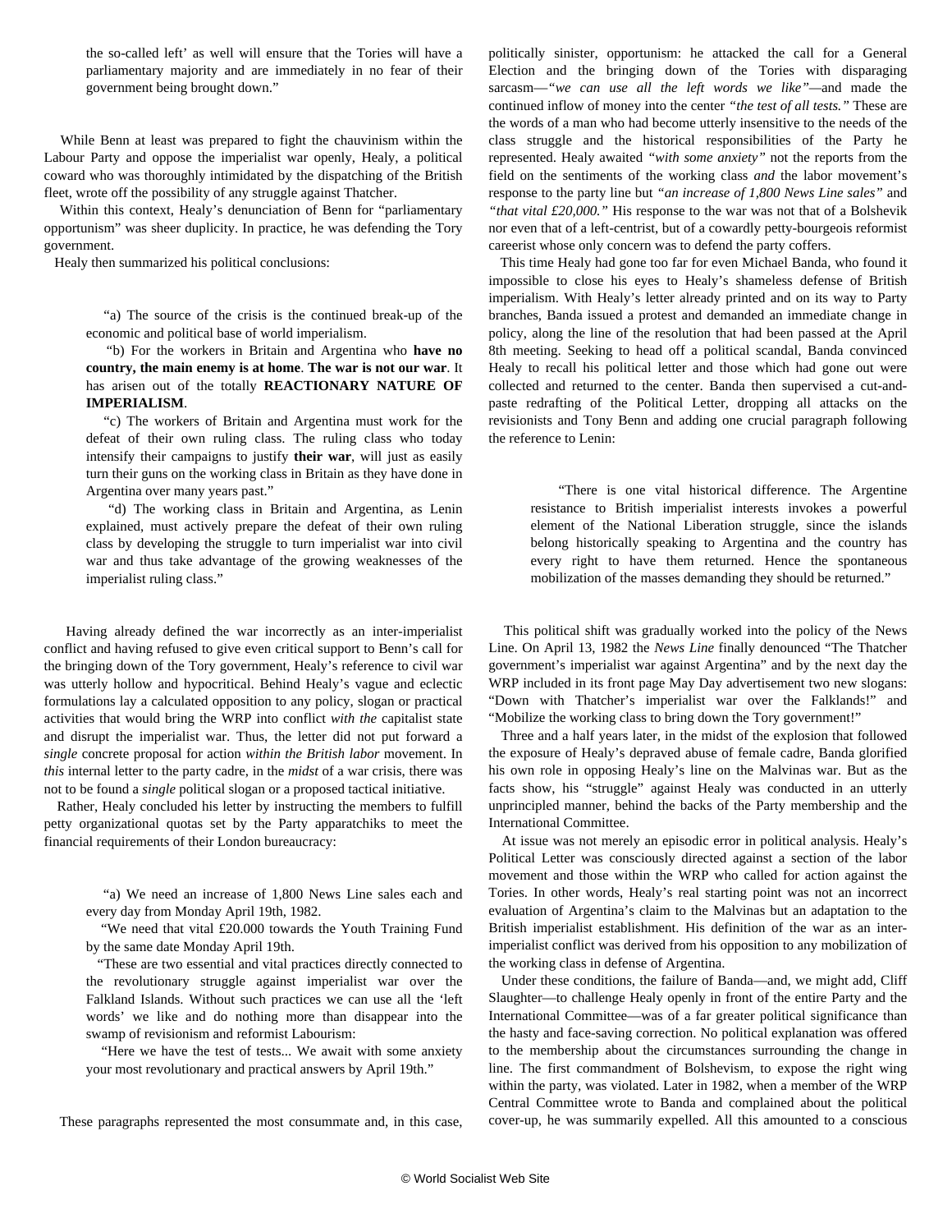> the so-called left' as well will ensure that the Tories will have a parliamentary majority and are immediately in no fear of their government being brought down."

While Benn at least was prepared to fight the chauvinism within the Labour Party and oppose the imperialist war openly, Healy, a political coward who was thoroughly intimidated by the dispatching of the British fleet, wrote off the possibility of any struggle against Thatcher.

Within this context, Healy's denunciation of Benn for "parliamentary opportunism" was sheer duplicity. In practice, he was defending the Tory government.

Healy then summarized his political conclusions:

> "a) The source of the crisis is the continued break-up of the economic and political base of world imperialism.
>
> "b) For the workers in Britain and Argentina who **have no country, the main enemy is at home**. **The war is not our war**. It has arisen out of the totally **REACTIONARY NATURE OF IMPERIALISM**.
>
> "c) The workers of Britain and Argentina must work for the defeat of their own ruling class. The ruling class who today intensify their campaigns to justify **their war**, will just as easily turn their guns on the working class in Britain as they have done in Argentina over many years past."
>
> "d) The working class in Britain and Argentina, as Lenin explained, must actively prepare the defeat of their own ruling class by developing the struggle to turn imperialist war into civil war and thus take advantage of the growing weaknesses of the imperialist ruling class."

Having already defined the war incorrectly as an inter-imperialist conflict and having refused to give even critical support to Benn's call for the bringing down of the Tory government, Healy's reference to civil war was utterly hollow and hypocritical. Behind Healy's vague and eclectic formulations lay a calculated opposition to any policy, slogan or practical activities that would bring the WRP into conflict *with the* capitalist state and disrupt the imperialist war. Thus, the letter did not put forward a *single* concrete proposal for action *within the British labor* movement. In *this* internal letter to the party cadre, in the *midst* of a war crisis, there was not to be found a *single* political slogan or a proposed tactical initiative.

Rather, Healy concluded his letter by instructing the members to fulfill petty organizational quotas set by the Party apparatchiks to meet the financial requirements of their London bureaucracy:

> "a) We need an increase of 1,800 News Line sales each and every day from Monday April 19th, 1982.
>
> "We need that vital £20.000 towards the Youth Training Fund by the same date Monday April 19th.
>
> "These are two essential and vital practices directly connected to the revolutionary struggle against imperialist war over the Falkland Islands. Without such practices we can use all the 'left words' we like and do nothing more than disappear into the swamp of revisionism and reformist Labourism:
>
> "Here we have the test of tests... We await with some anxiety your most revolutionary and practical answers by April 19th."

These paragraphs represented the most consummate and, in this case, politically sinister, opportunism: he attacked the call for a General Election and the bringing down of the Tories with disparaging sarcasm—*"we can use all the left words we like"*—and made the continued inflow of money into the center *"the test of all tests."* These are the words of a man who had become utterly insensitive to the needs of the class struggle and the historical responsibilities of the Party he represented. Healy awaited *"with some anxiety"* not the reports from the field on the sentiments of the working class *and* the labor movement's response to the party line but *"an increase of 1,800 News Line sales"* and *"that vital £20,000."* His response to the war was not that of a Bolshevik nor even that of a left-centrist, but of a cowardly petty-bourgeois reformist careerist whose only concern was to defend the party coffers.

This time Healy had gone too far for even Michael Banda, who found it impossible to close his eyes to Healy's shameless defense of British imperialism. With Healy's letter already printed and on its way to Party branches, Banda issued a protest and demanded an immediate change in policy, along the line of the resolution that had been passed at the April 8th meeting. Seeking to head off a political scandal, Banda convinced Healy to recall his political letter and those which had gone out were collected and returned to the center. Banda then supervised a cut-and-paste redrafting of the Political Letter, dropping all attacks on the revisionists and Tony Benn and adding one crucial paragraph following the reference to Lenin:

> "There is one vital historical difference. The Argentine resistance to British imperialist interests invokes a powerful element of the National Liberation struggle, since the islands belong historically speaking to Argentina and the country has every right to have them returned. Hence the spontaneous mobilization of the masses demanding they should be returned."

This political shift was gradually worked into the policy of the News Line. On April 13, 1982 the *News Line* finally denounced "The Thatcher government's imperialist war against Argentina" and by the next day the WRP included in its front page May Day advertisement two new slogans: "Down with Thatcher's imperialist war over the Falklands!" and "Mobilize the working class to bring down the Tory government!"

Three and a half years later, in the midst of the explosion that followed the exposure of Healy's depraved abuse of female cadre, Banda glorified his own role in opposing Healy's line on the Malvinas war. But as the facts show, his "struggle" against Healy was conducted in an utterly unprincipled manner, behind the backs of the Party membership and the International Committee.

At issue was not merely an episodic error in political analysis. Healy's Political Letter was consciously directed against a section of the labor movement and those within the WRP who called for action against the Tories. In other words, Healy's real starting point was not an incorrect evaluation of Argentina's claim to the Malvinas but an adaptation to the British imperialist establishment. His definition of the war as an inter-imperialist conflict was derived from his opposition to any mobilization of the working class in defense of Argentina.

Under these conditions, the failure of Banda—and, we might add, Cliff Slaughter—to challenge Healy openly in front of the entire Party and the International Committee—was of a far greater political significance than the hasty and face-saving correction. No political explanation was offered to the membership about the circumstances surrounding the change in line. The first commandment of Bolshevism, to expose the right wing within the party, was violated. Later in 1982, when a member of the WRP Central Committee wrote to Banda and complained about the political cover-up, he was summarily expelled. All this amounted to a conscious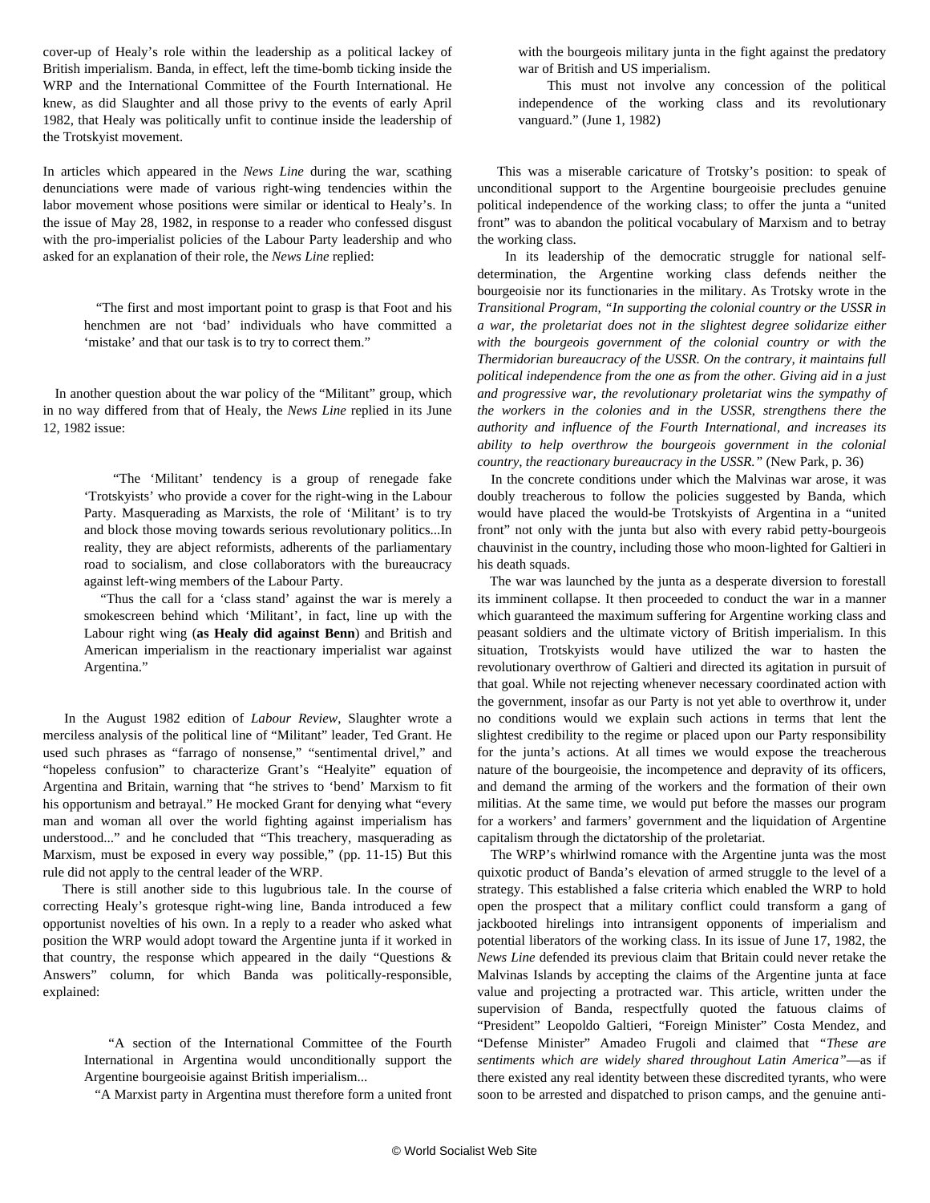cover-up of Healy's role within the leadership as a political lackey of British imperialism. Banda, in effect, left the time-bomb ticking inside the WRP and the International Committee of the Fourth International. He knew, as did Slaughter and all those privy to the events of early April 1982, that Healy was politically unfit to continue inside the leadership of the Trotskyist movement.

In articles which appeared in the *News Line* during the war, scathing denunciations were made of various right-wing tendencies within the labor movement whose positions were similar or identical to Healy's. In the issue of May 28, 1982, in response to a reader who confessed disgust with the pro-imperialist policies of the Labour Party leadership and who asked for an explanation of their role, the *News Line* replied:

> "The first and most important point to grasp is that Foot and his henchmen are not 'bad' individuals who have committed a 'mistake' and that our task is to try to correct them."

In another question about the war policy of the "Militant" group, which in no way differed from that of Healy, the *News Line* replied in its June 12, 1982 issue:

> "The 'Militant' tendency is a group of renegade fake 'Trotskyists' who provide a cover for the right-wing in the Labour Party. Masquerading as Marxists, the role of 'Militant' is to try and block those moving towards serious revolutionary politics...In reality, they are abject reformists, adherents of the parliamentary road to socialism, and close collaborators with the bureaucracy against left-wing members of the Labour Party.
>
> "Thus the call for a 'class stand' against the war is merely a smokescreen behind which 'Militant', in fact, line up with the Labour right wing (**as Healy did against Benn**) and British and American imperialism in the reactionary imperialist war against Argentina."

In the August 1982 edition of *Labour Review*, Slaughter wrote a merciless analysis of the political line of "Militant" leader, Ted Grant. He used such phrases as "farrago of nonsense," "sentimental drivel," and "hopeless confusion" to characterize Grant's "Healyite" equation of Argentina and Britain, warning that "he strives to 'bend' Marxism to fit his opportunism and betrayal." He mocked Grant for denying what "every man and woman all over the world fighting against imperialism has understood..." and he concluded that "This treachery, masquerading as Marxism, must be exposed in every way possible," (pp. 11-15) But this rule did not apply to the central leader of the WRP.

There is still another side to this lugubrious tale. In the course of correcting Healy's grotesque right-wing line, Banda introduced a few opportunist novelties of his own. In a reply to a reader who asked what position the WRP would adopt toward the Argentine junta if it worked in that country, the response which appeared in the daily "Questions & Answers" column, for which Banda was politically-responsible, explained:

> "A section of the International Committee of the Fourth International in Argentina would unconditionally support the Argentine bourgeoisie against British imperialism...
>
> "A Marxist party in Argentina must therefore form a united front with the bourgeois military junta in the fight against the predatory war of British and US imperialism.
>
> This must not involve any concession of the political independence of the working class and its revolutionary vanguard." (June 1, 1982)

This was a miserable caricature of Trotsky's position: to speak of unconditional support to the Argentine bourgeoisie precludes genuine political independence of the working class; to offer the junta a "united front" was to abandon the political vocabulary of Marxism and to betray the working class.

In its leadership of the democratic struggle for national self-determination, the Argentine working class defends neither the bourgeoisie nor its functionaries in the military. As Trotsky wrote in the *Transitional Program, "In supporting the colonial country or the USSR in a war, the proletariat does not in the slightest degree solidarize either with the bourgeois government of the colonial country or with the Thermidorian bureaucracy of the USSR. On the contrary, it maintains full political independence from the one as from the other. Giving aid in a just and progressive war, the revolutionary proletariat wins the sympathy of the workers in the colonies and in the USSR, strengthens there the authority and influence of the Fourth International, and increases its ability to help overthrow the bourgeois government in the colonial country, the reactionary bureaucracy in the USSR."* (New Park, p. 36)

In the concrete conditions under which the Malvinas war arose, it was doubly treacherous to follow the policies suggested by Banda, which would have placed the would-be Trotskyists of Argentina in a "united front" not only with the junta but also with every rabid petty-bourgeois chauvinist in the country, including those who moon-lighted for Galtieri in his death squads.

The war was launched by the junta as a desperate diversion to forestall its imminent collapse. It then proceeded to conduct the war in a manner which guaranteed the maximum suffering for Argentine working class and peasant soldiers and the ultimate victory of British imperialism. In this situation, Trotskyists would have utilized the war to hasten the revolutionary overthrow of Galtieri and directed its agitation in pursuit of that goal. While not rejecting whenever necessary coordinated action with the government, insofar as our Party is not yet able to overthrow it, under no conditions would we explain such actions in terms that lent the slightest credibility to the regime or placed upon our Party responsibility for the junta's actions. At all times we would expose the treacherous nature of the bourgeoisie, the incompetence and depravity of its officers, and demand the arming of the workers and the formation of their own militias. At the same time, we would put before the masses our program for a workers' and farmers' government and the liquidation of Argentine capitalism through the dictatorship of the proletariat.

The WRP's whirlwind romance with the Argentine junta was the most quixotic product of Banda's elevation of armed struggle to the level of a strategy. This established a false criteria which enabled the WRP to hold open the prospect that a military conflict could transform a gang of jackbooted hirelings into intransigent opponents of imperialism and potential liberators of the working class. In its issue of June 17, 1982, the *News Line* defended its previous claim that Britain could never retake the Malvinas Islands by accepting the claims of the Argentine junta at face value and projecting a protracted war. This article, written under the supervision of Banda, respectfully quoted the fatuous claims of "President" Leopoldo Galtieri, "Foreign Minister" Costa Mendez, and "Defense Minister" Amadeo Frugoli and claimed that *"These are sentiments which are widely shared throughout Latin America"*—as if there existed any real identity between these discredited tyrants, who were soon to be arrested and dispatched to prison camps, and the genuine anti-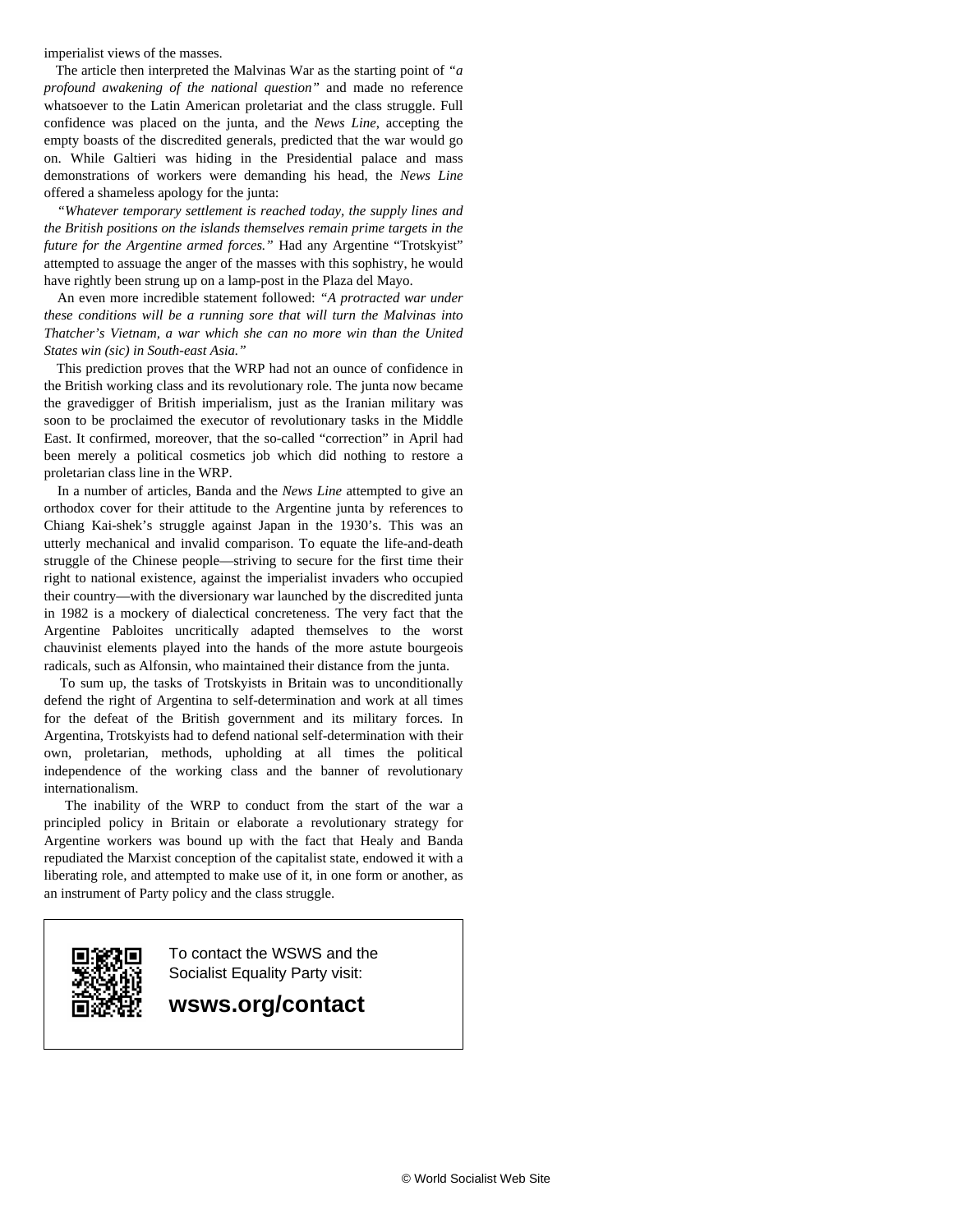imperialist views of the masses.

The article then interpreted the Malvinas War as the starting point of *"a profound awakening of the national question"* and made no reference whatsoever to the Latin American proletariat and the class struggle. Full confidence was placed on the junta, and the *News Line*, accepting the empty boasts of the discredited generals, predicted that the war would go on. While Galtieri was hiding in the Presidential palace and mass demonstrations of workers were demanding his head, the *News Line* offered a shameless apology for the junta:

*"Whatever temporary settlement is reached today, the supply lines and the British positions on the islands themselves remain prime targets in the future for the Argentine armed forces."* Had any Argentine "Trotskyist" attempted to assuage the anger of the masses with this sophistry, he would have rightly been strung up on a lamp-post in the Plaza del Mayo.

An even more incredible statement followed: *"A protracted war under these conditions will be a running sore that will turn the Malvinas into Thatcher's Vietnam, a war which she can no more win than the United States win (sic) in South-east Asia."*

This prediction proves that the WRP had not an ounce of confidence in the British working class and its revolutionary role. The junta now became the gravedigger of British imperialism, just as the Iranian military was soon to be proclaimed the executor of revolutionary tasks in the Middle East. It confirmed, moreover, that the so-called "correction" in April had been merely a political cosmetics job which did nothing to restore a proletarian class line in the WRP.

In a number of articles, Banda and the *News Line* attempted to give an orthodox cover for their attitude to the Argentine junta by references to Chiang Kai-shek's struggle against Japan in the 1930's. This was an utterly mechanical and invalid comparison. To equate the life-and-death struggle of the Chinese people—striving to secure for the first time their right to national existence, against the imperialist invaders who occupied their country—with the diversionary war launched by the discredited junta in 1982 is a mockery of dialectical concreteness. The very fact that the Argentine Pabloites uncritically adapted themselves to the worst chauvinist elements played into the hands of the more astute bourgeois radicals, such as Alfonsin, who maintained their distance from the junta.

To sum up, the tasks of Trotskyists in Britain was to unconditionally defend the right of Argentina to self-determination and work at all times for the defeat of the British government and its military forces. In Argentina, Trotskyists had to defend national self-determination with their own, proletarian, methods, upholding at all times the political independence of the working class and the banner of revolutionary internationalism.

The inability of the WRP to conduct from the start of the war a principled policy in Britain or elaborate a revolutionary strategy for Argentine workers was bound up with the fact that Healy and Banda repudiated the Marxist conception of the capitalist state, endowed it with a liberating role, and attempted to make use of it, in one form or another, as an instrument of Party policy and the class struggle.

To contact the WSWS and the Socialist Equality Party visit:

**wsws.org/contact**